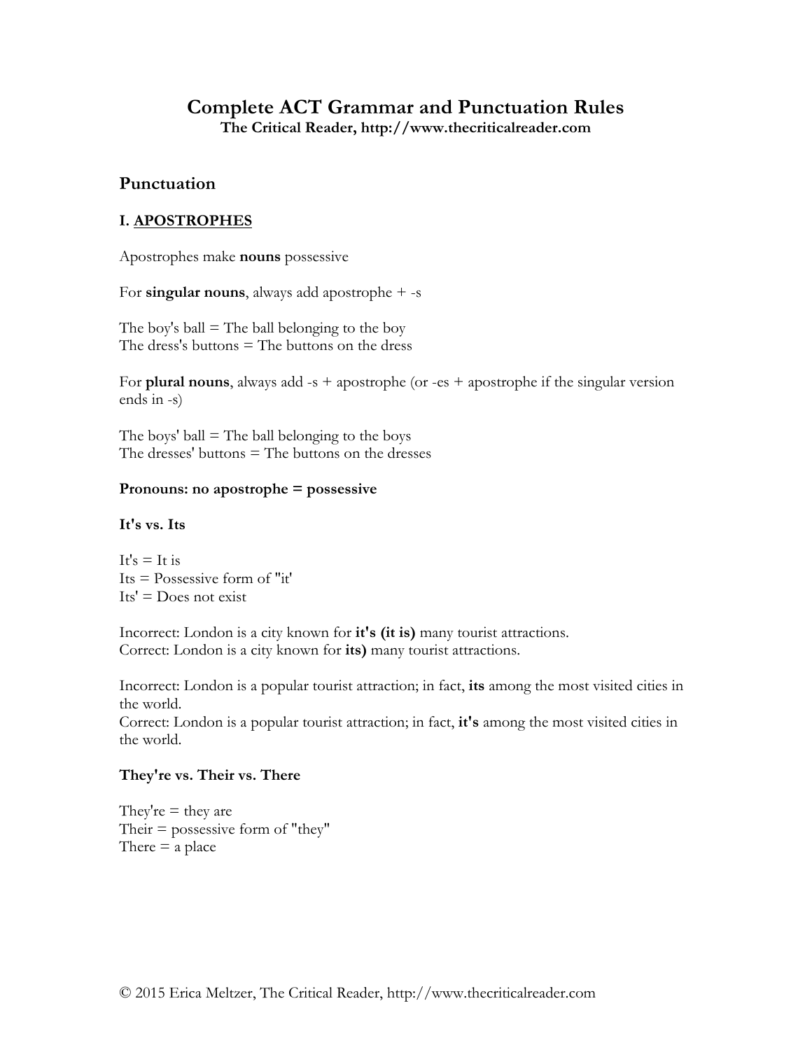# Complete ACT Grammar and Punctuation Rules

**The Critical Reader, http://www.thecriticalreader.com**

## Punctuation

### I. APOSTROPHES

Apostrophes make **nouns** possessive

For **singular nouns**, always add apostrophe + -s

The boy's ball = The ball belonging to the boy
The dress's buttons = The buttons on the dress

For **plural nouns**, always add -s + apostrophe (or -es + apostrophe if the singular version ends in -s)

The boys' ball = The ball belonging to the boys
The dresses' buttons = The buttons on the dresses

**Pronouns: no apostrophe = possessive**

**It's vs. Its**

It's = It is
Its = Possessive form of "it'
Its' = Does not exist

Incorrect: London is a city known for **it's (it is)** many tourist attractions.
Correct: London is a city known for **its)** many tourist attractions.

Incorrect: London is a popular tourist attraction; in fact, **its** among the most visited cities in the world.
Correct: London is a popular tourist attraction; in fact, **it's** among the most visited cities in the world.

**They're vs. Their vs. There**

They're = they are
Their = possessive form of "they"
There = a place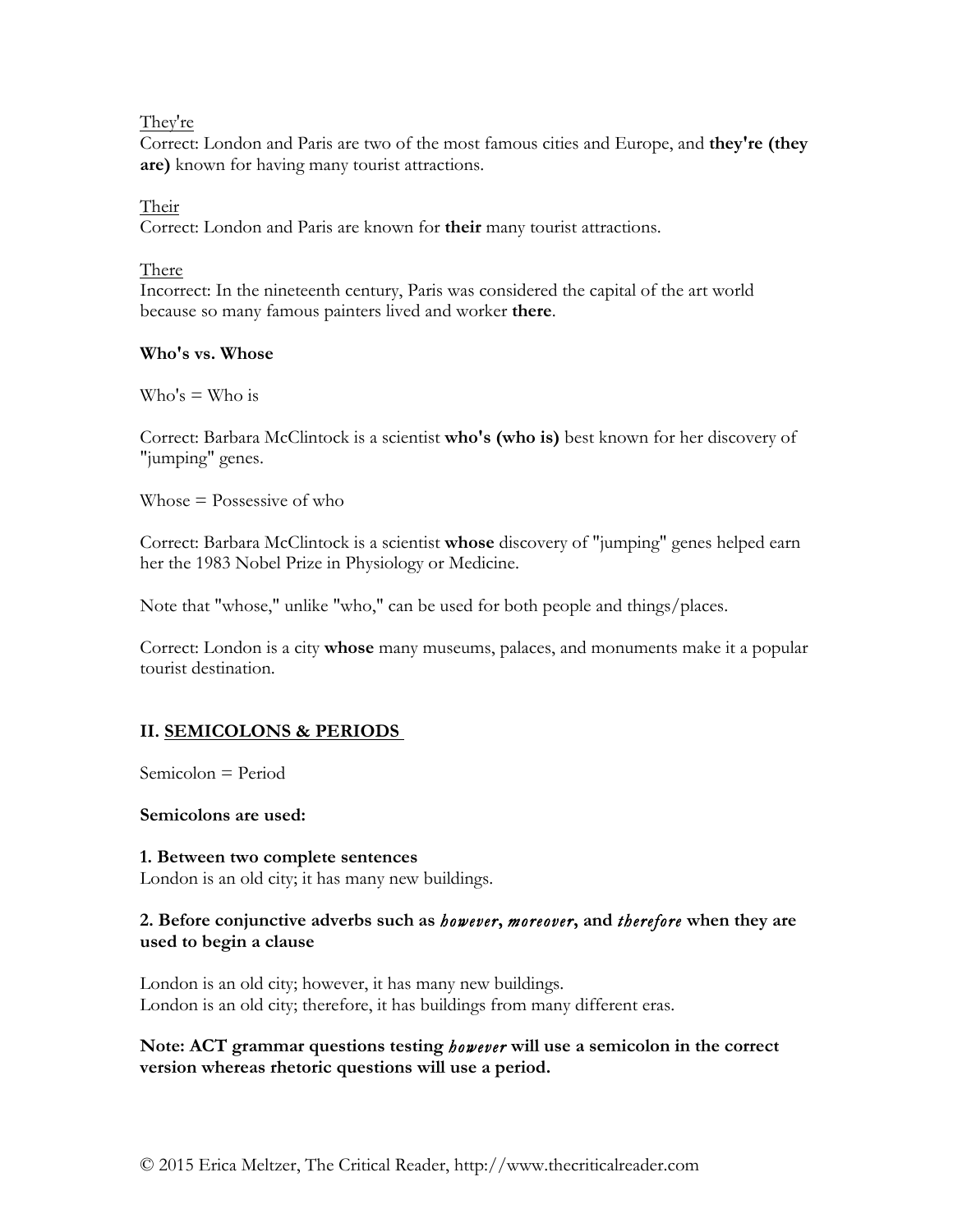They're
Correct: London and Paris are two of the most famous cities and Europe, and **they're (they are)** known for having many tourist attractions.

Their
Correct: London and Paris are known for **their** many tourist attractions.

There
Incorrect: In the nineteenth century, Paris was considered the capital of the art world because so many famous painters lived and worker **there**.

**Who's vs. Whose**

Who's = Who is

Correct: Barbara McClintock is a scientist **who's (who is)** best known for her discovery of "jumping" genes.

Whose = Possessive of who

Correct: Barbara McClintock is a scientist **whose** discovery of "jumping" genes helped earn her the 1983 Nobel Prize in Physiology or Medicine.

Note that "whose," unlike "who," can be used for both people and things/places.

Correct: London is a city **whose** many museums, palaces, and monuments make it a popular tourist destination.

## II. SEMICOLONS & PERIODS

Semicolon = Period

**Semicolons are used:**

**1. Between two complete sentences**
London is an old city; it has many new buildings.

**2. Before conjunctive adverbs such as *however*, *moreover*, and *therefore* when they are used to begin a clause**

London is an old city; however, it has many new buildings.
London is an old city; therefore, it has buildings from many different eras.

**Note: ACT grammar questions testing *however* will use a semicolon in the correct version whereas rhetoric questions will use a period.**

© 2015 Erica Meltzer, The Critical Reader, http://www.thecriticalreader.com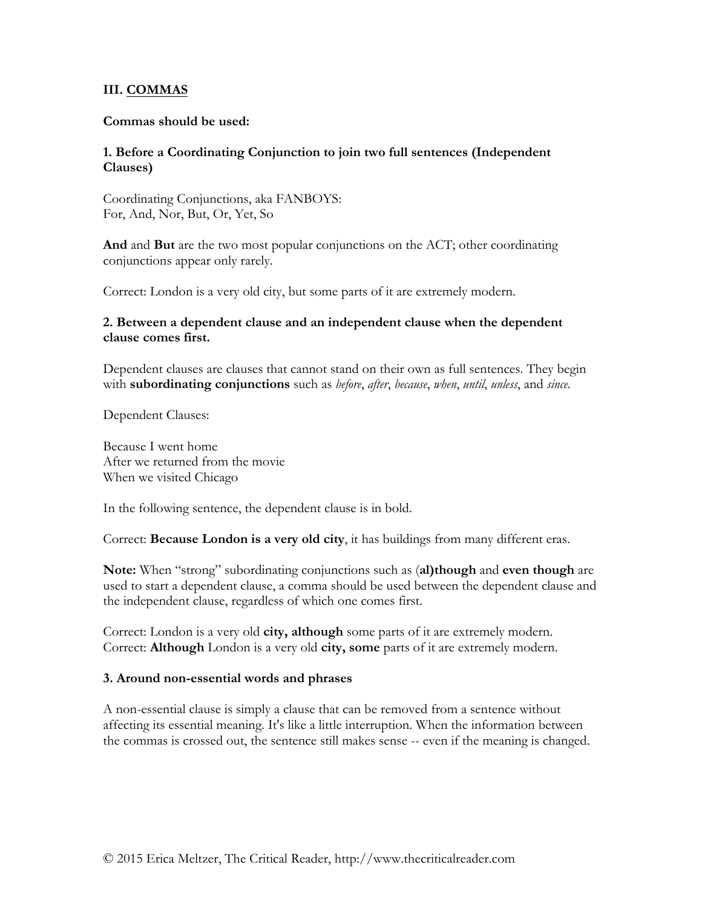## III. <u>COMMAS</u>

**Commas should be used:**

**1. Before a Coordinating Conjunction to join two full sentences (Independent Clauses)**

Coordinating Conjunctions, aka FANBOYS:
For, And, Nor, But, Or, Yet, So

**And** and **But** are the two most popular conjunctions on the ACT; other coordinating conjunctions appear only rarely.

Correct: London is a very old city, but some parts of it are extremely modern.

**2. Between a dependent clause and an independent clause when the dependent clause comes first.**

Dependent clauses are clauses that cannot stand on their own as full sentences. They begin with **subordinating conjunctions** such as *before*, *after*, *because*, *when*, *until*, *unless*, and *since*.

Dependent Clauses:

Because I went home
After we returned from the movie
When we visited Chicago

In the following sentence, the dependent clause is in bold.

Correct: **Because London is a very old city**, it has buildings from many different eras.

**Note:** When "strong" subordinating conjunctions such as (**al)though** and **even though** are used to start a dependent clause, a comma should be used between the dependent clause and the independent clause, regardless of which one comes first.

Correct: London is a very old **city, although** some parts of it are extremely modern.
Correct: **Although** London is a very old **city, some** parts of it are extremely modern.

**3. Around non-essential words and phrases**

A non-essential clause is simply a clause that can be removed from a sentence without affecting its essential meaning. It's like a little interruption. When the information between the commas is crossed out, the sentence still makes sense -- even if the meaning is changed.

© 2015 Erica Meltzer, The Critical Reader, http://www.thecriticalreader.com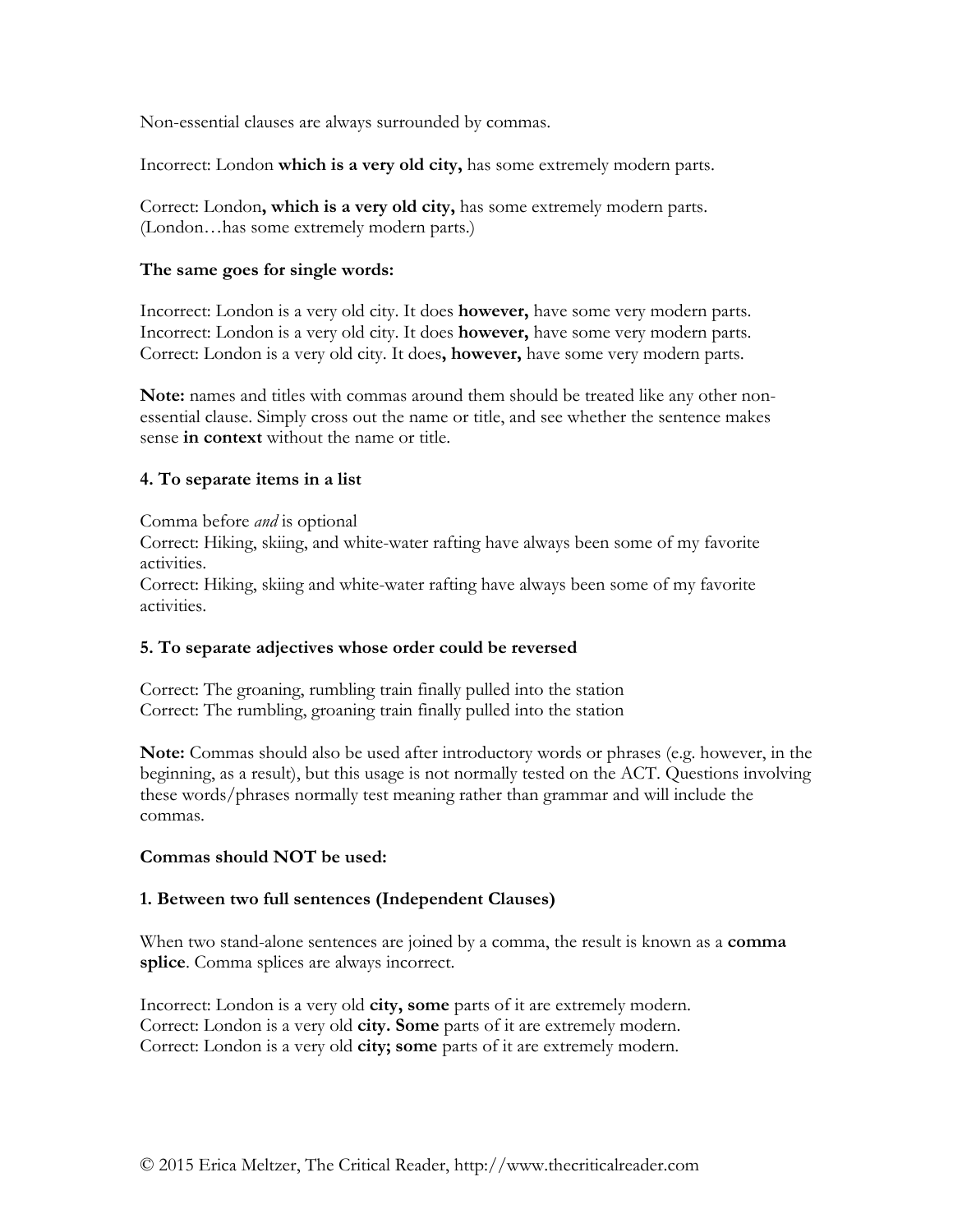Non-essential clauses are always surrounded by commas.

Incorrect: London **which is a very old city,** has some extremely modern parts.

Correct: London**, which is a very old city,** has some extremely modern parts.
(London…has some extremely modern parts.)

**The same goes for single words:**

Incorrect: London is a very old city. It does **however,** have some very modern parts.
Incorrect: London is a very old city. It does **however,** have some very modern parts.
Correct: London is a very old city. It does**, however,** have some very modern parts.

**Note:** names and titles with commas around them should be treated like any other non-essential clause. Simply cross out the name or title, and see whether the sentence makes sense **in context** without the name or title.

**4. To separate items in a list**

Comma before *and* is optional
Correct: Hiking, skiing, and white-water rafting have always been some of my favorite activities.
Correct: Hiking, skiing and white-water rafting have always been some of my favorite activities.

**5. To separate adjectives whose order could be reversed**

Correct: The groaning, rumbling train finally pulled into the station
Correct: The rumbling, groaning train finally pulled into the station

**Note:** Commas should also be used after introductory words or phrases (e.g. however, in the beginning, as a result), but this usage is not normally tested on the ACT. Questions involving these words/phrases normally test meaning rather than grammar and will include the commas.

**Commas should NOT be used:**

**1. Between two full sentences (Independent Clauses)**

When two stand-alone sentences are joined by a comma, the result is known as a **comma splice**. Comma splices are always incorrect.

Incorrect: London is a very old **city, some** parts of it are extremely modern.
Correct: London is a very old **city. Some** parts of it are extremely modern.
Correct: London is a very old **city; some** parts of it are extremely modern.

© 2015 Erica Meltzer, The Critical Reader, http://www.thecriticalreader.com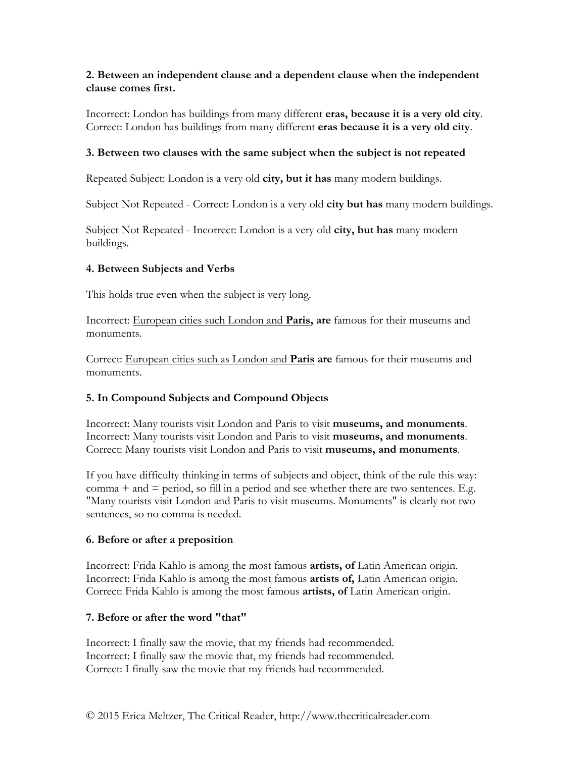**2. Between an independent clause and a dependent clause when the independent clause comes first.**

Incorrect: London has buildings from many different **eras, because it is a very old city**.
Correct: London has buildings from many different **eras because it is a very old city**.

**3. Between two clauses with the same subject when the subject is not repeated**

Repeated Subject: London is a very old **city, but it has** many modern buildings.

Subject Not Repeated - Correct: London is a very old **city but has** many modern buildings.

Subject Not Repeated - Incorrect: London is a very old **city, but has** many modern buildings.

**4. Between Subjects and Verbs**

This holds true even when the subject is very long.

Incorrect: <u>European cities such London and **Paris**</u>**, are** famous for their museums and monuments.

Correct: <u>European cities such as London and **Paris**</u> **are** famous for their museums and monuments.

**5. In Compound Subjects and Compound Objects**

Incorrect: Many tourists visit London and Paris to visit **museums, and monuments**.
Incorrect: Many tourists visit London and Paris to visit **museums, and monuments**.
Correct: Many tourists visit London and Paris to visit **museums, and monuments**.

If you have difficulty thinking in terms of subjects and object, think of the rule this way: comma + and = period, so fill in a period and see whether there are two sentences. E.g. "Many tourists visit London and Paris to visit museums. Monuments" is clearly not two sentences, so no comma is needed.

**6. Before or after a preposition**

Incorrect: Frida Kahlo is among the most famous **artists, of** Latin American origin.
Incorrect: Frida Kahlo is among the most famous **artists of,** Latin American origin.
Correct: Frida Kahlo is among the most famous **artists, of** Latin American origin.

**7. Before or after the word "that"**

Incorrect: I finally saw the movie, that my friends had recommended.
Incorrect: I finally saw the movie that, my friends had recommended.
Correct: I finally saw the movie that my friends had recommended.

© 2015 Erica Meltzer, The Critical Reader, http://www.thecriticalreader.com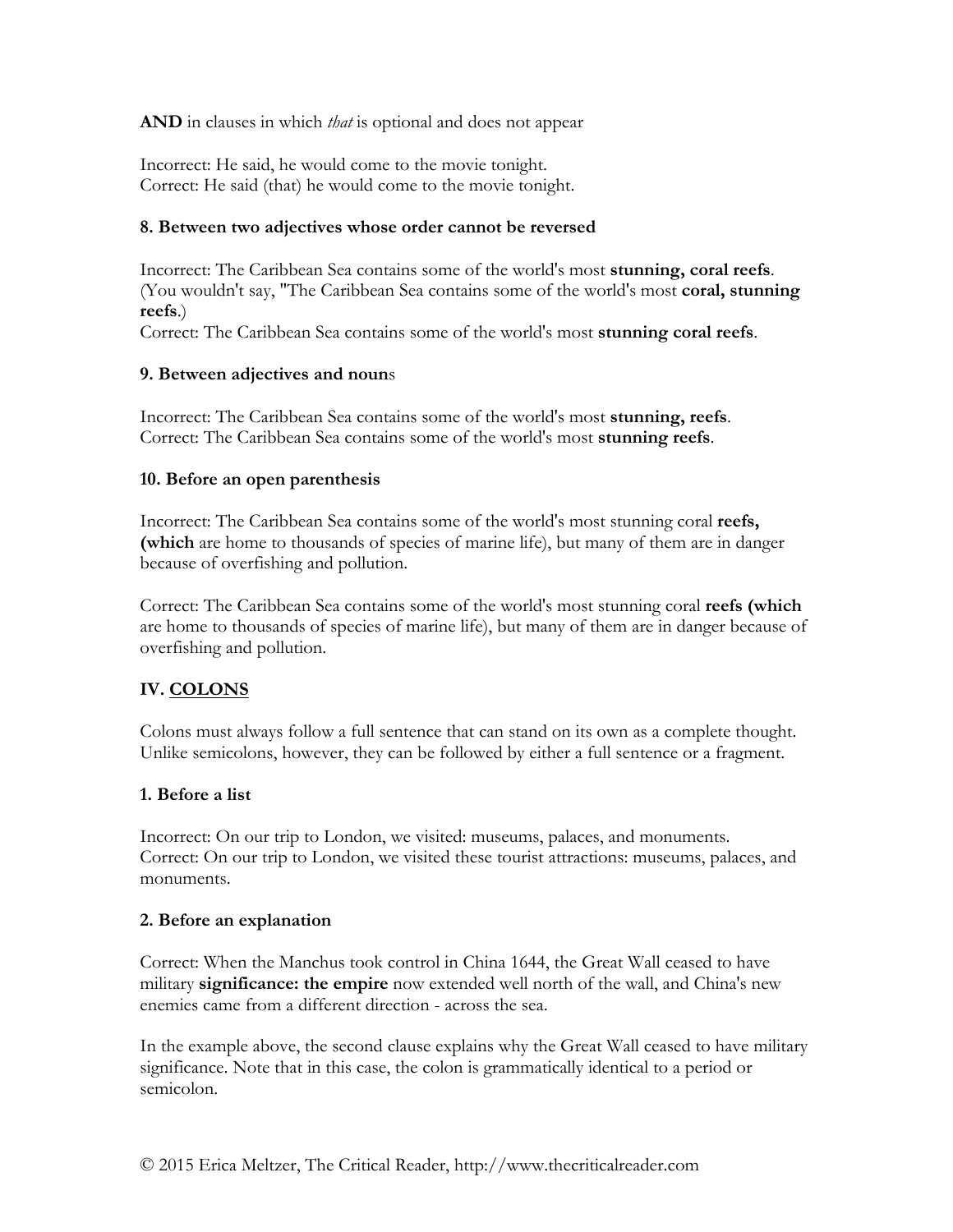**AND** in clauses in which *that* is optional and does not appear

Incorrect: He said, he would come to the movie tonight.
Correct: He said (that) he would come to the movie tonight.

**8. Between two adjectives whose order cannot be reversed**

Incorrect: The Caribbean Sea contains some of the world's most **stunning, coral reefs**. (You wouldn't say, "The Caribbean Sea contains some of the world's most **coral, stunning reefs**.)
Correct: The Caribbean Sea contains some of the world's most **stunning coral reefs**.

**9. Between adjectives and noun**s

Incorrect: The Caribbean Sea contains some of the world's most **stunning, reefs**.
Correct: The Caribbean Sea contains some of the world's most **stunning reefs**.

**10. Before an open parenthesis**

Incorrect: The Caribbean Sea contains some of the world's most stunning coral **reefs, (which** are home to thousands of species of marine life), but many of them are in danger because of overfishing and pollution.

Correct: The Caribbean Sea contains some of the world's most stunning coral **reefs (which** are home to thousands of species of marine life), but many of them are in danger because of overfishing and pollution.

## IV. <u>COLONS</u>

Colons must always follow a full sentence that can stand on its own as a complete thought. Unlike semicolons, however, they can be followed by either a full sentence or a fragment.

**1. Before a list**

Incorrect: On our trip to London, we visited: museums, palaces, and monuments.
Correct: On our trip to London, we visited these tourist attractions: museums, palaces, and monuments.

**2. Before an explanation**

Correct: When the Manchus took control in China 1644, the Great Wall ceased to have military **significance: the empire** now extended well north of the wall, and China's new enemies came from a different direction - across the sea.

In the example above, the second clause explains why the Great Wall ceased to have military significance. Note that in this case, the colon is grammatically identical to a period or semicolon.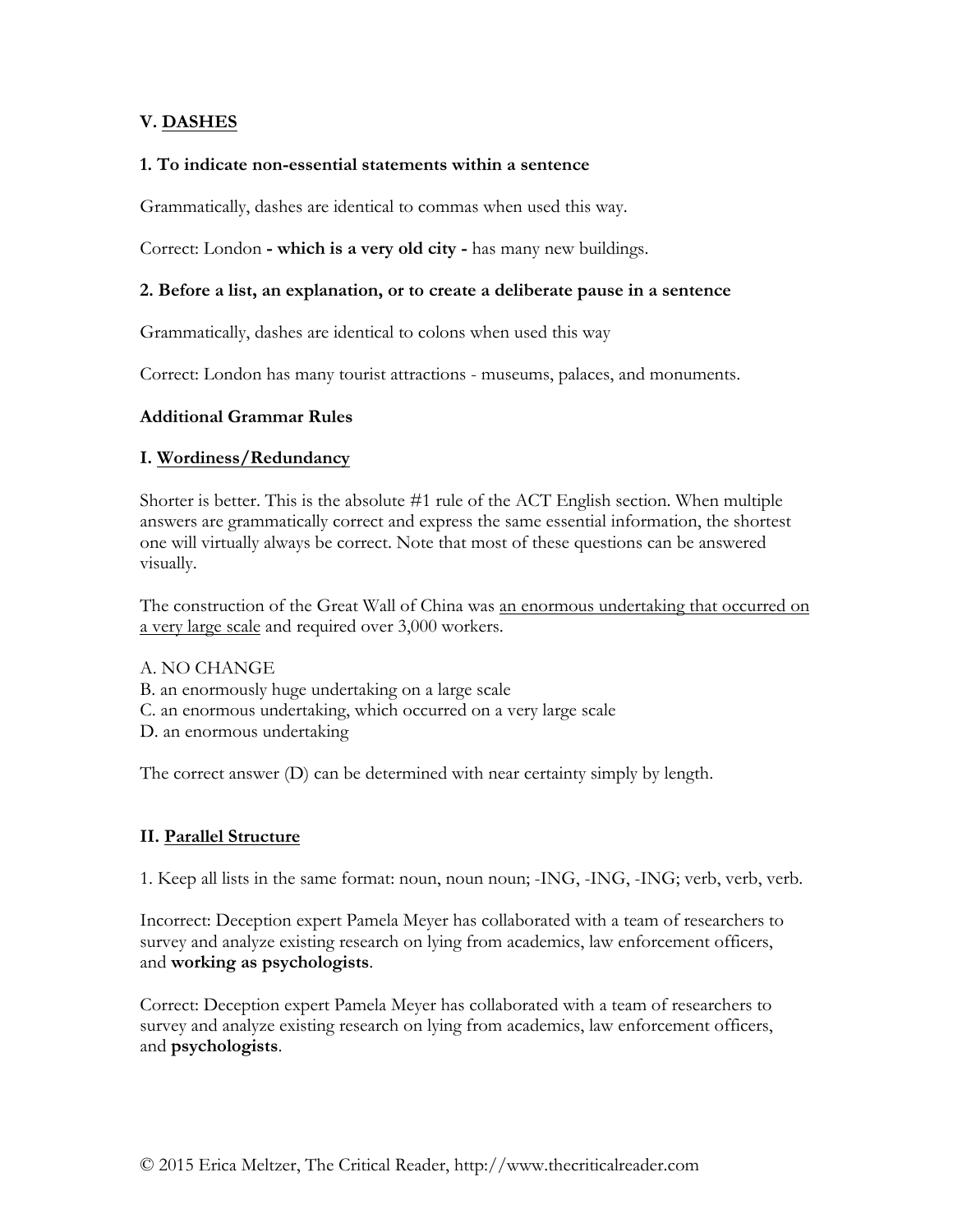### V. <u>DASHES</u>

**1. To indicate non-essential statements within a sentence**

Grammatically, dashes are identical to commas when used this way.

Correct: London **- which is a very old city -** has many new buildings.

**2. Before a list, an explanation, or to create a deliberate pause in a sentence**

Grammatically, dashes are identical to colons when used this way

Correct: London has many tourist attractions - museums, palaces, and monuments.

### Additional Grammar Rules

### I. <u>Wordiness/Redundancy</u>

Shorter is better. This is the absolute #1 rule of the ACT English section. When multiple answers are grammatically correct and express the same essential information, the shortest one will virtually always be correct. Note that most of these questions can be answered visually.

The construction of the Great Wall of China was <u>an enormous undertaking that occurred on a very large scale</u> and required over 3,000 workers.

A. NO CHANGE
B. an enormously huge undertaking on a large scale
C. an enormous undertaking, which occurred on a very large scale
D. an enormous undertaking

The correct answer (D) can be determined with near certainty simply by length.

### II. <u>Parallel Structure</u>

1. Keep all lists in the same format: noun, noun noun; -ING, -ING, -ING; verb, verb, verb.

Incorrect: Deception expert Pamela Meyer has collaborated with a team of researchers to survey and analyze existing research on lying from academics, law enforcement officers, and **working as psychologists**.

Correct: Deception expert Pamela Meyer has collaborated with a team of researchers to survey and analyze existing research on lying from academics, law enforcement officers, and **psychologists**.

© 2015 Erica Meltzer, The Critical Reader, http://www.thecriticalreader.com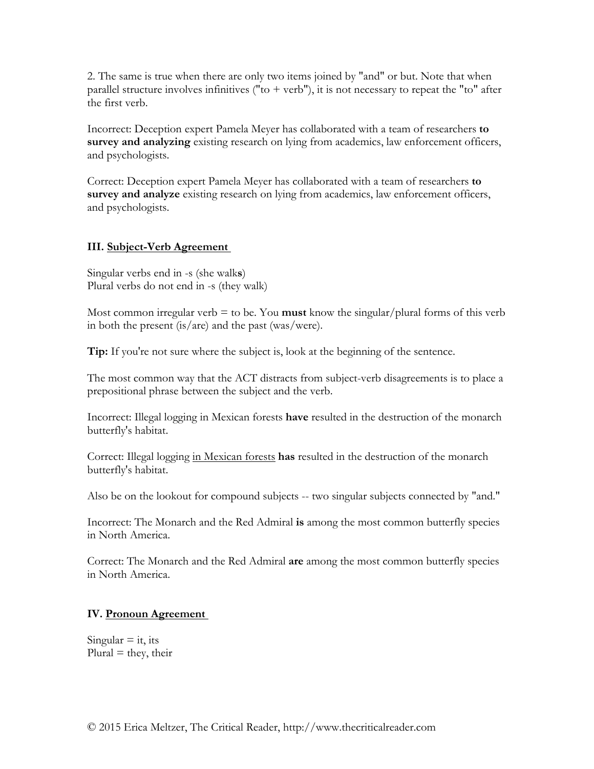2. The same is true when there are only two items joined by "and" or but. Note that when parallel structure involves infinitives ("to + verb"), it is not necessary to repeat the "to" after the first verb.

Incorrect: Deception expert Pamela Meyer has collaborated with a team of researchers **to survey and analyzing** existing research on lying from academics, law enforcement officers, and psychologists.

Correct: Deception expert Pamela Meyer has collaborated with a team of researchers **to survey and analyze** existing research on lying from academics, law enforcement officers, and psychologists.

### III. <u>Subject-Verb Agreement</u>

Singular verbs end in -s (she walk**s**)
Plural verbs do not end in -s (they walk)

Most common irregular verb = to be. You **must** know the singular/plural forms of this verb in both the present (is/are) and the past (was/were).

**Tip:** If you're not sure where the subject is, look at the beginning of the sentence.

The most common way that the ACT distracts from subject-verb disagreements is to place a prepositional phrase between the subject and the verb.

Incorrect: Illegal logging in Mexican forests **have** resulted in the destruction of the monarch butterfly's habitat.

Correct: Illegal logging <u>in Mexican forests</u> **has** resulted in the destruction of the monarch butterfly's habitat.

Also be on the lookout for compound subjects -- two singular subjects connected by "and."

Incorrect: The Monarch and the Red Admiral **is** among the most common butterfly species in North America.

Correct: The Monarch and the Red Admiral **are** among the most common butterfly species in North America.

### IV. <u>Pronoun Agreement</u>

Singular = it, its
Plural = they, their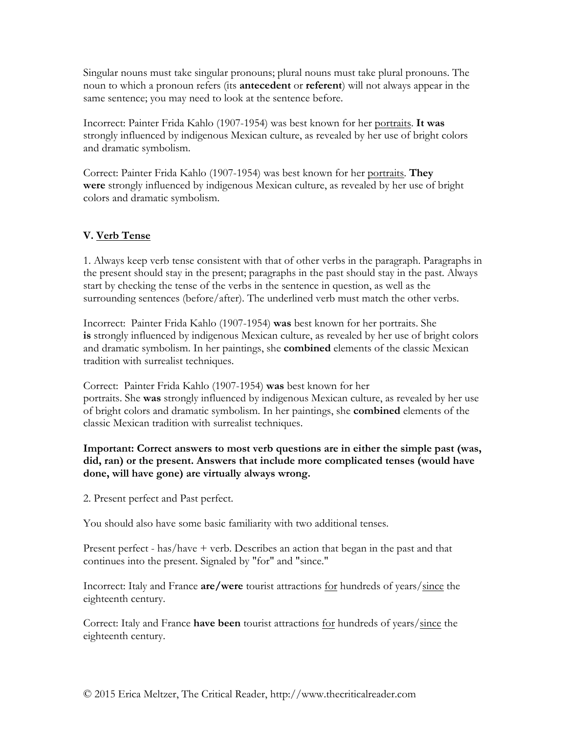Singular nouns must take singular pronouns; plural nouns must take plural pronouns. The noun to which a pronoun refers (its **antecedent** or **referent**) will not always appear in the same sentence; you may need to look at the sentence before.

Incorrect: Painter Frida Kahlo (1907-1954) was best known for her <u>portraits</u>. **It was** strongly influenced by indigenous Mexican culture, as revealed by her use of bright colors and dramatic symbolism.

Correct: Painter Frida Kahlo (1907-1954) was best known for her <u>portraits</u>. **They were** strongly influenced by indigenous Mexican culture, as revealed by her use of bright colors and dramatic symbolism.

### V. <u>Verb Tense</u>

1. Always keep verb tense consistent with that of other verbs in the paragraph. Paragraphs in the present should stay in the present; paragraphs in the past should stay in the past. Always start by checking the tense of the verbs in the sentence in question, as well as the surrounding sentences (before/after). The underlined verb must match the other verbs.

Incorrect: Painter Frida Kahlo (1907-1954) **was** best known for her portraits. She **is** strongly influenced by indigenous Mexican culture, as revealed by her use of bright colors and dramatic symbolism. In her paintings, she **combined** elements of the classic Mexican tradition with surrealist techniques.

Correct: Painter Frida Kahlo (1907-1954) **was** best known for her portraits. She **was** strongly influenced by indigenous Mexican culture, as revealed by her use of bright colors and dramatic symbolism. In her paintings, she **combined** elements of the classic Mexican tradition with surrealist techniques.

**Important: Correct answers to most verb questions are in either the simple past (was, did, ran) or the present. Answers that include more complicated tenses (would have done, will have gone) are virtually always wrong.**

2. Present perfect and Past perfect.

You should also have some basic familiarity with two additional tenses.

Present perfect - has/have + verb. Describes an action that began in the past and that continues into the present. Signaled by "for" and "since."

Incorrect: Italy and France **are/were** tourist attractions <u>for</u> hundreds of years/<u>since</u> the eighteenth century.

Correct: Italy and France **have been** tourist attractions <u>for</u> hundreds of years/<u>since</u> the eighteenth century.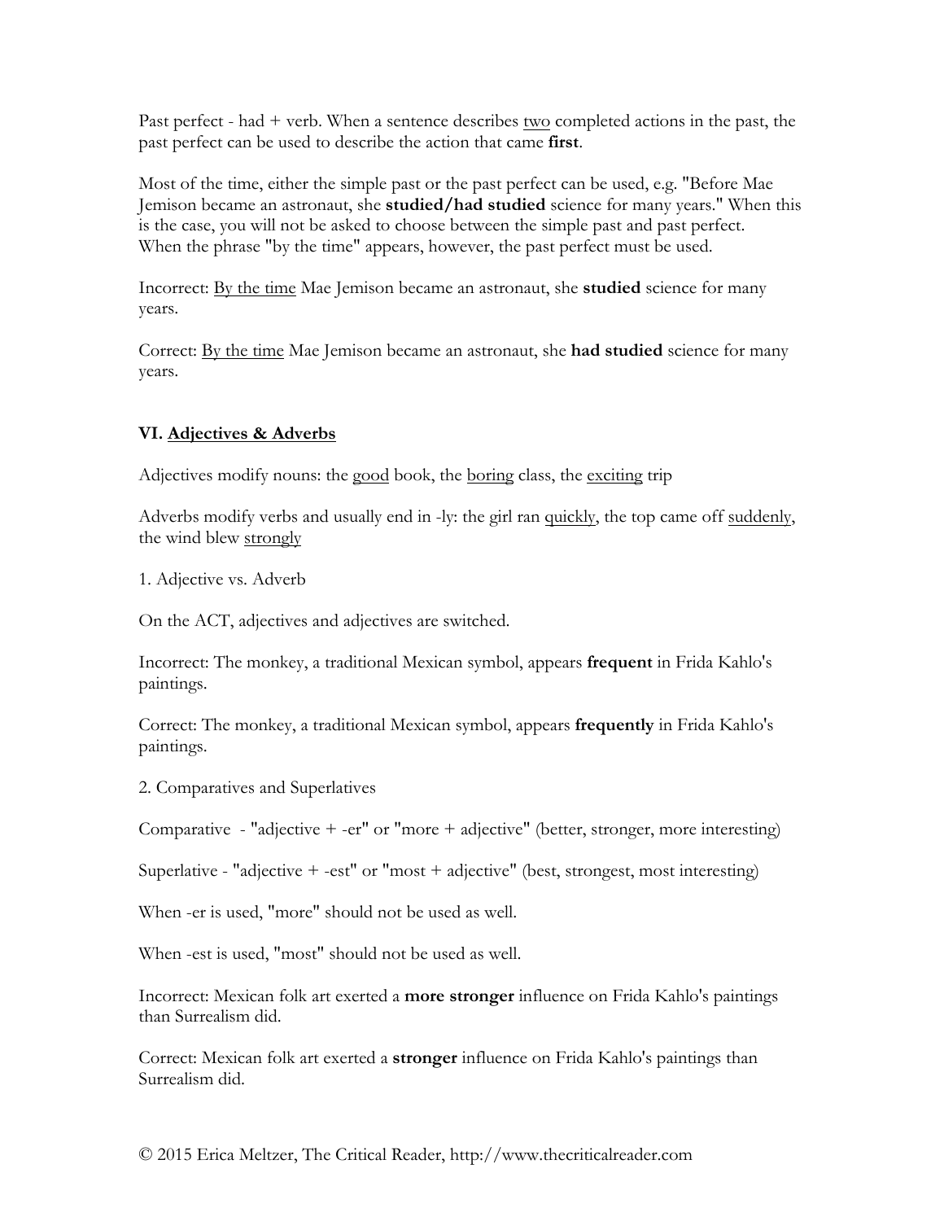Past perfect - had + verb. When a sentence describes <u>two</u> completed actions in the past, the past perfect can be used to describe the action that came **first**.

Most of the time, either the simple past or the past perfect can be used, e.g. "Before Mae Jemison became an astronaut, she **studied/had studied** science for many years." When this is the case, you will not be asked to choose between the simple past and past perfect. When the phrase "by the time" appears, however, the past perfect must be used.

Incorrect: <u>By the time</u> Mae Jemison became an astronaut, she **studied** science for many years.

Correct: <u>By the time</u> Mae Jemison became an astronaut, she **had studied** science for many years.

## VI. <u>Adjectives & Adverbs</u>

Adjectives modify nouns: the <u>good</u> book, the <u>boring</u> class, the <u>exciting</u> trip

Adverbs modify verbs and usually end in -ly: the girl ran <u>quickly</u>, the top came off <u>suddenly</u>, the wind blew <u>strongly</u>

1. Adjective vs. Adverb

On the ACT, adjectives and adjectives are switched.

Incorrect: The monkey, a traditional Mexican symbol, appears **frequent** in Frida Kahlo's paintings.

Correct: The monkey, a traditional Mexican symbol, appears **frequently** in Frida Kahlo's paintings.

2. Comparatives and Superlatives

Comparative - "adjective + -er" or "more + adjective" (better, stronger, more interesting)

Superlative - "adjective + -est" or "most + adjective" (best, strongest, most interesting)

When -er is used, "more" should not be used as well.

When -est is used, "most" should not be used as well.

Incorrect: Mexican folk art exerted a **more stronger** influence on Frida Kahlo's paintings than Surrealism did.

Correct: Mexican folk art exerted a **stronger** influence on Frida Kahlo's paintings than Surrealism did.

© 2015 Erica Meltzer, The Critical Reader, http://www.thecriticalreader.com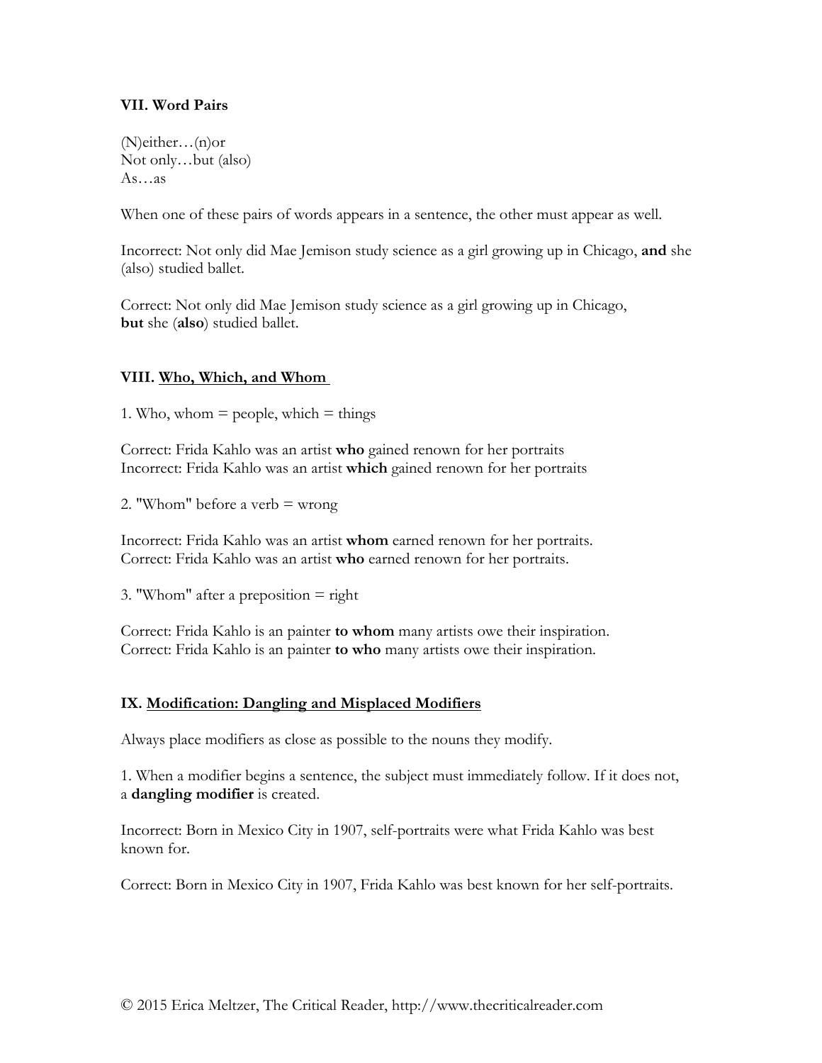**VII. Word Pairs**

(N)either…(n)or
Not only…but (also)
As…as

When one of these pairs of words appears in a sentence, the other must appear as well.

Incorrect: Not only did Mae Jemison study science as a girl growing up in Chicago, **and** she (also) studied ballet.

Correct: Not only did Mae Jemison study science as a girl growing up in Chicago, **but** she (**also**) studied ballet.

**VIII. <u>Who, Which, and Whom</u>**

1. Who, whom = people, which = things

Correct: Frida Kahlo was an artist **who** gained renown for her portraits
Incorrect: Frida Kahlo was an artist **which** gained renown for her portraits

2. "Whom" before a verb = wrong

Incorrect: Frida Kahlo was an artist **whom** earned renown for her portraits.
Correct: Frida Kahlo was an artist **who** earned renown for her portraits.

3. "Whom" after a preposition = right

Correct: Frida Kahlo is an painter **to whom** many artists owe their inspiration.
Correct: Frida Kahlo is an painter **to who** many artists owe their inspiration.

**IX. <u>Modification: Dangling and Misplaced Modifiers</u>**

Always place modifiers as close as possible to the nouns they modify.

1. When a modifier begins a sentence, the subject must immediately follow. If it does not, a **dangling modifier** is created.

Incorrect: Born in Mexico City in 1907, self-portraits were what Frida Kahlo was best known for.

Correct: Born in Mexico City in 1907, Frida Kahlo was best known for her self-portraits.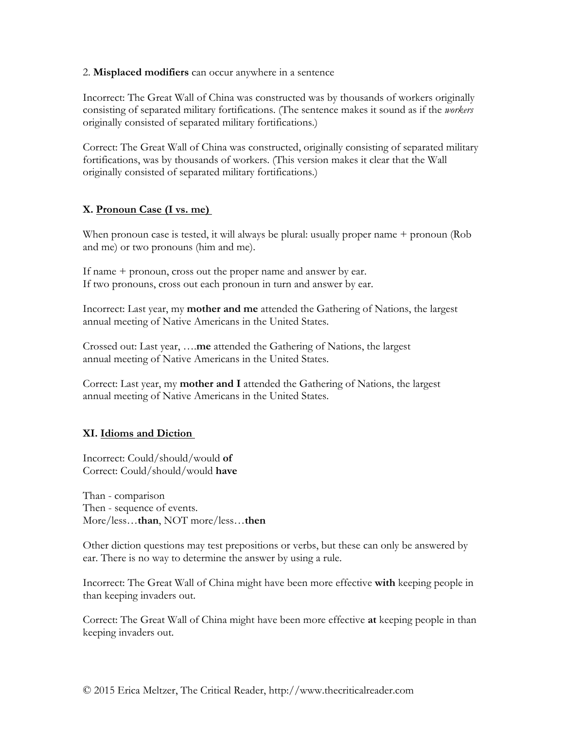2. **Misplaced modifiers** can occur anywhere in a sentence

Incorrect: The Great Wall of China was constructed was by thousands of workers originally consisting of separated military fortifications. (The sentence makes it sound as if the *workers* originally consisted of separated military fortifications.)

Correct: The Great Wall of China was constructed, originally consisting of separated military fortifications, was by thousands of workers. (This version makes it clear that the Wall originally consisted of separated military fortifications.)

### X. Pronoun Case (I vs. me)

When pronoun case is tested, it will always be plural: usually proper name + pronoun (Rob and me) or two pronouns (him and me).

If name + pronoun, cross out the proper name and answer by ear.
If two pronouns, cross out each pronoun in turn and answer by ear.

Incorrect: Last year, my **mother and me** attended the Gathering of Nations, the largest annual meeting of Native Americans in the United States.

Crossed out: Last year, ….**me** attended the Gathering of Nations, the largest annual meeting of Native Americans in the United States.

Correct: Last year, my **mother and I** attended the Gathering of Nations, the largest annual meeting of Native Americans in the United States.

### XI. Idioms and Diction

Incorrect: Could/should/would **of**
Correct: Could/should/would **have**

Than - comparison
Then - sequence of events.
More/less…**than**, NOT more/less…**then**

Other diction questions may test prepositions or verbs, but these can only be answered by ear. There is no way to determine the answer by using a rule.

Incorrect: The Great Wall of China might have been more effective **with** keeping people in than keeping invaders out.

Correct: The Great Wall of China might have been more effective **at** keeping people in than keeping invaders out.

© 2015 Erica Meltzer, The Critical Reader, http://www.thecriticalreader.com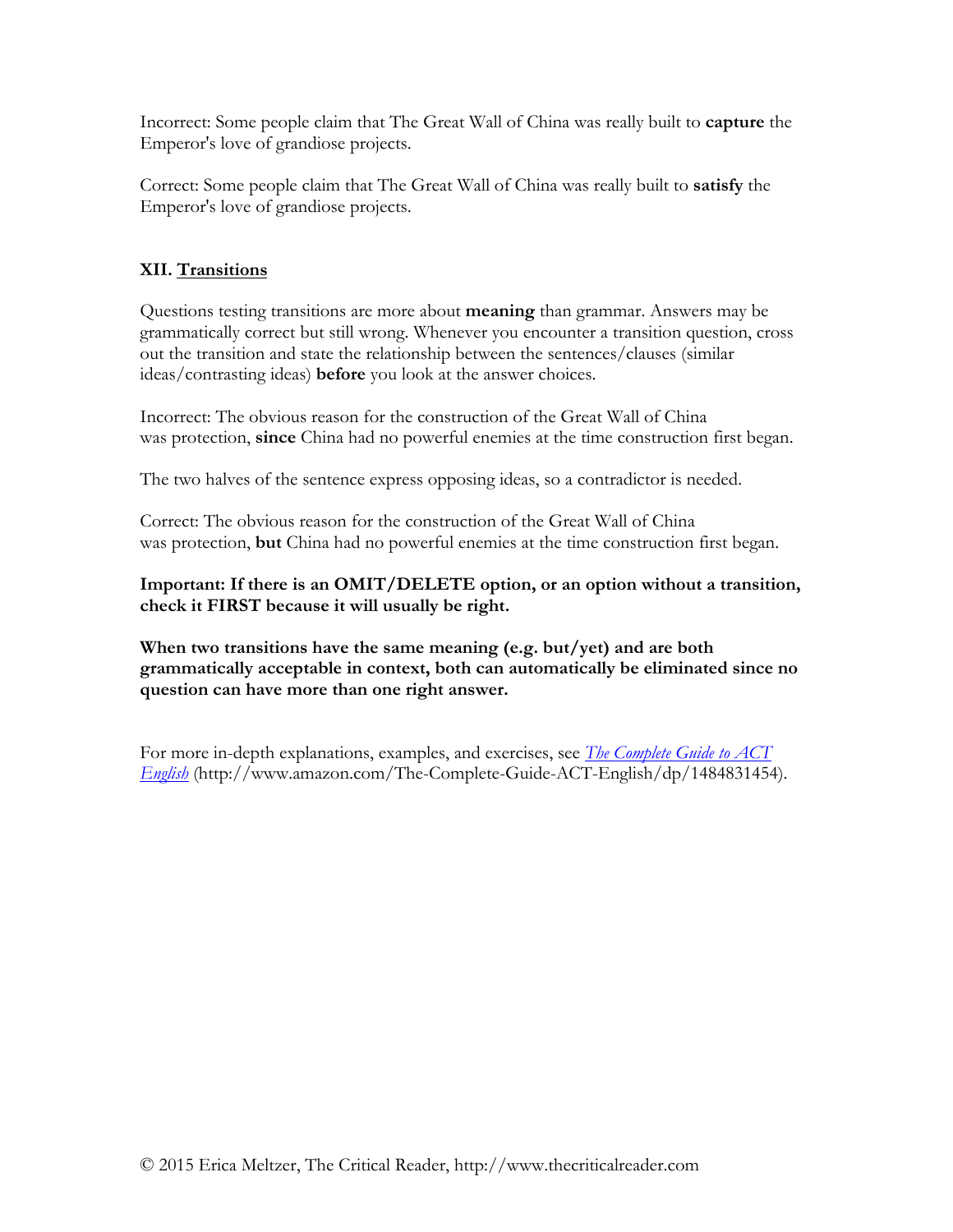Incorrect: Some people claim that The Great Wall of China was really built to **capture** the Emperor's love of grandiose projects.

Correct: Some people claim that The Great Wall of China was really built to **satisfy** the Emperor's love of grandiose projects.

## XII. Transitions

Questions testing transitions are more about **meaning** than grammar. Answers may be grammatically correct but still wrong. Whenever you encounter a transition question, cross out the transition and state the relationship between the sentences/clauses (similar ideas/contrasting ideas) **before** you look at the answer choices.

Incorrect: The obvious reason for the construction of the Great Wall of China was protection, **since** China had no powerful enemies at the time construction first began.

The two halves of the sentence express opposing ideas, so a contradictor is needed.

Correct: The obvious reason for the construction of the Great Wall of China was protection, **but** China had no powerful enemies at the time construction first began.

**Important: If there is an OMIT/DELETE option, or an option without a transition, check it FIRST because it will usually be right.**

**When two transitions have the same meaning (e.g. but/yet) and are both grammatically acceptable in context, both can automatically be eliminated since no question can have more than one right answer.**

For more in-depth explanations, examples, and exercises, see *The Complete Guide to ACT English* (http://www.amazon.com/The-Complete-Guide-ACT-English/dp/1484831454).

© 2015 Erica Meltzer, The Critical Reader, http://www.thecriticalreader.com